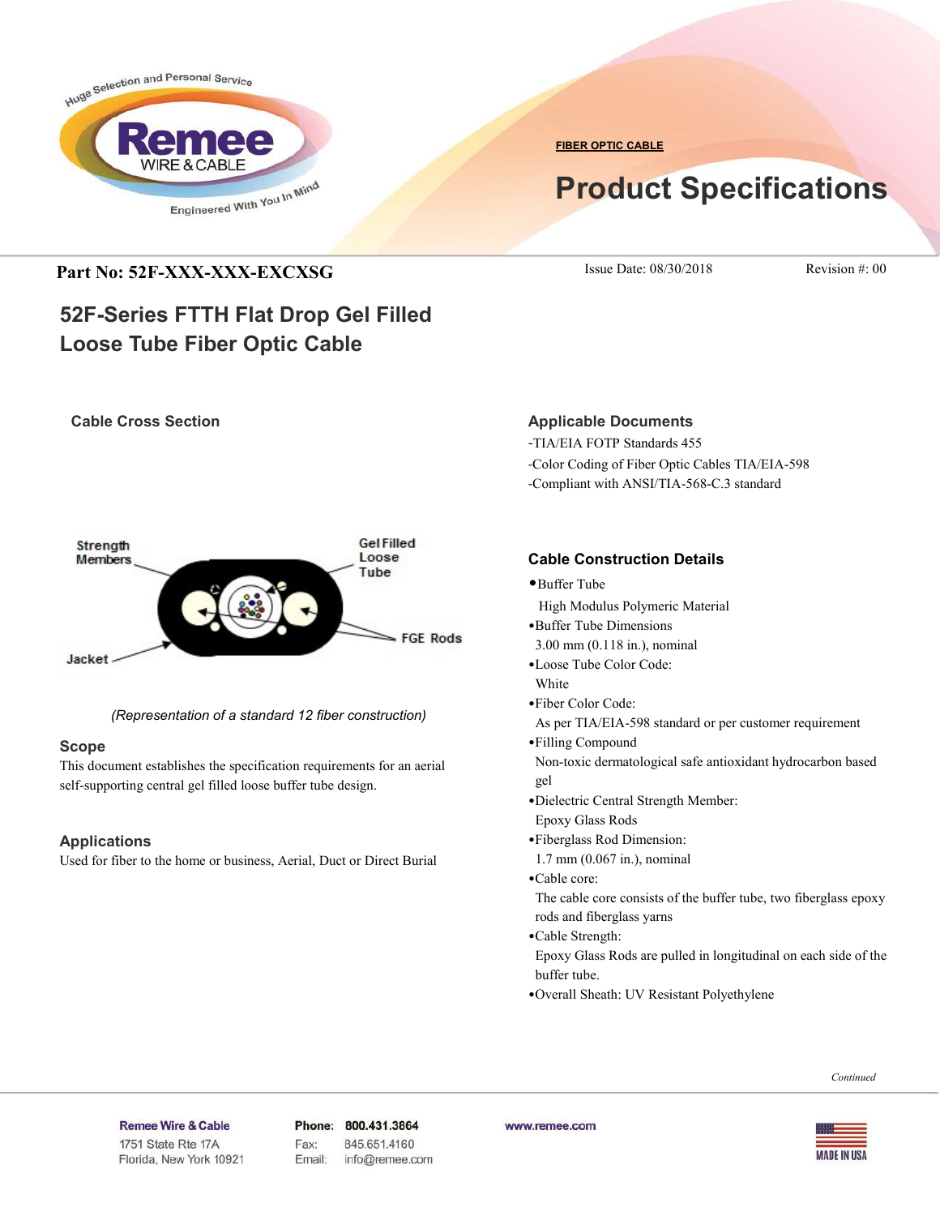FIBER OPTIC CABLE

# Product Specifications

**Part No: 52F-XXX-XXX-EXCXSG**

Issue Date: 08/30/2018 Revision #: 00

## 52F-Series FTTH Flat Drop Gel Filled Loose Tube Fiber Optic Cable

### Cable Cross Section

Strength Members

Gel Filled Loose Tube

FGE Rods

Jacket

*(Representation of a standard 12 fiber construction)*

### Scope

This document establishes the specification requirements for an aerial self-supporting central gel filled loose buffer tube design.

### Applications

Used for fiber to the home or business, Aerial, Duct or Direct Burial

### Applicable Documents

-TIA/EIA FOTP Standards 455

-Color Coding of Fiber Optic Cables TIA/EIA-598

-Compliant with ANSI/TIA-568-C.3 standard

### Cable Construction Details

- Buffer Tube
  High Modulus Polymeric Material
- Buffer Tube Dimensions
  3.00 mm (0.118 in.), nominal
- Loose Tube Color Code:
  White
- Fiber Color Code:
  As per TIA/EIA-598 standard or per customer requirement
- Filling Compound
  Non-toxic dermatological safe antioxidant hydrocarbon based gel
- Dielectric Central Strength Member:
  Epoxy Glass Rods
- Fiberglass Rod Dimension:
  1.7 mm (0.067 in.), nominal
- Cable core:
  The cable core consists of the buffer tube, two fiberglass epoxy rods and fiberglass yarns
- Cable Strength:
  Epoxy Glass Rods are pulled in longitudinal on each side of the buffer tube.
- Overall Sheath: UV Resistant Polyethylene

*Continued*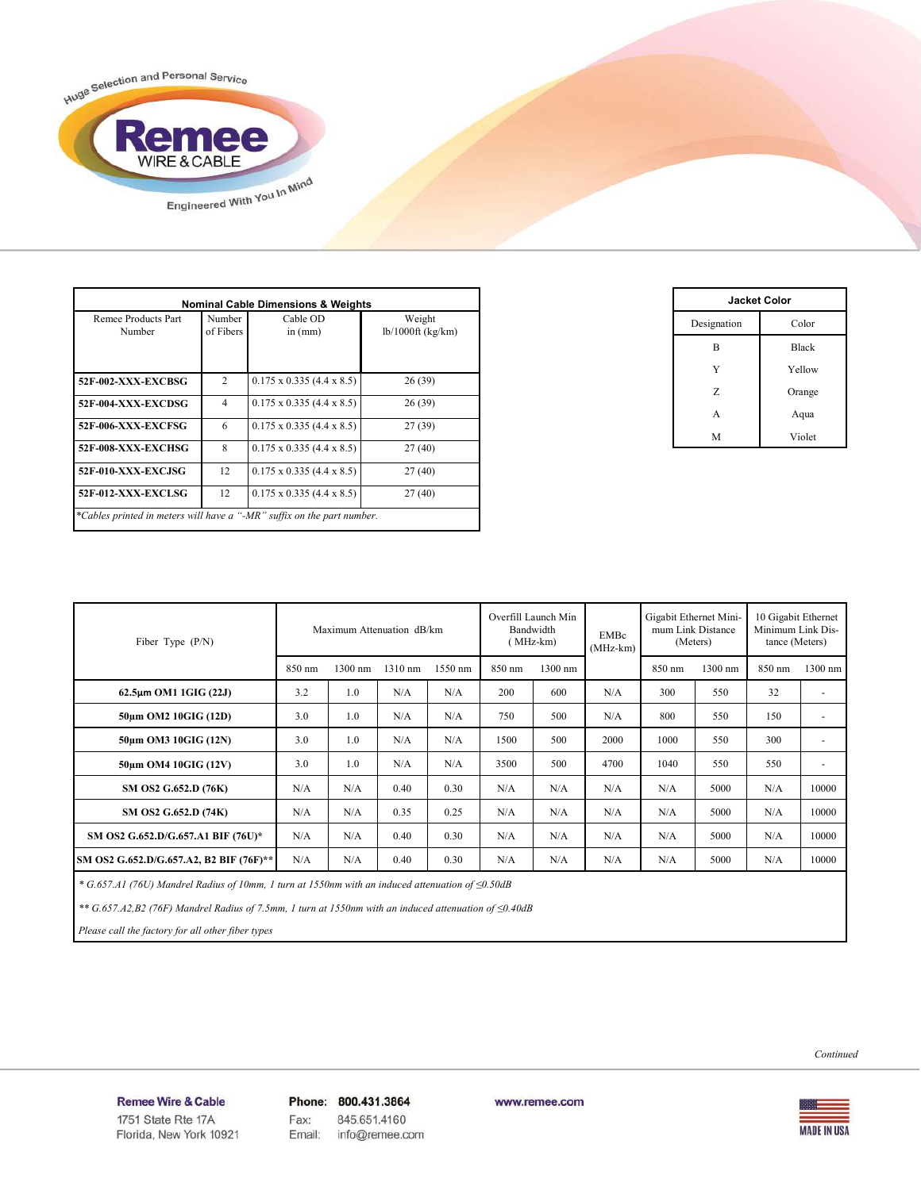| Nominal Cable Dimensions & Weights | | | |
|---|---|---|---|
| Remee Products Part Number | Number of Fibers | Cable OD in (mm) | Weight lb/1000ft (kg/km) |
| **52F-002-XXX-EXCBSG** | 2 | 0.175 x 0.335 (4.4 x 8.5) | 26 (39) |
| **52F-004-XXX-EXCDSG** | 4 | 0.175 x 0.335 (4.4 x 8.5) | 26 (39) |
| **52F-006-XXX-EXCFSG** | 6 | 0.175 x 0.335 (4.4 x 8.5) | 27 (39) |
| **52F-008-XXX-EXCHSG** | 8 | 0.175 x 0.335 (4.4 x 8.5) | 27 (40) |
| **52F-010-XXX-EXCJSG** | 12 | 0.175 x 0.335 (4.4 x 8.5) | 27 (40) |
| **52F-012-XXX-EXCLSG** | 12 | 0.175 x 0.335 (4.4 x 8.5) | 27 (40) |

*Cables printed in meters will have a "-MR" suffix on the part number.*

| Jacket Color | |
|---|---|
| Designation | Color |
| B | Black |
| Y | Yellow |
| Z | Orange |
| A | Aqua |
| M | Violet |

| Fiber Type (P/N) | Maximum Attenuation dB/km | | | | Overfill Launch Min Bandwidth (MHz-km) | | EMBc (MHz-km) | Gigabit Ethernet Minimum Link Distance (Meters) | | 10 Gigabit Ethernet Minimum Link Distance (Meters) | |
|---|---|---|---|---|---|---|---|---|---|---|---|
| | 850 nm | 1300 nm | 1310 nm | 1550 nm | 850 nm | 1300 nm | | 850 nm | 1300 nm | 850 nm | 1300 nm |
| **62.5µm OM1 1GIG (22J)** | 3.2 | 1.0 | N/A | N/A | 200 | 600 | N/A | 300 | 550 | 32 | - |
| **50µm OM2 10GIG (12D)** | 3.0 | 1.0 | N/A | N/A | 750 | 500 | N/A | 800 | 550 | 150 | - |
| **50µm OM3 10GIG (12N)** | 3.0 | 1.0 | N/A | N/A | 1500 | 500 | 2000 | 1000 | 550 | 300 | - |
| **50µm OM4 10GIG (12V)** | 3.0 | 1.0 | N/A | N/A | 3500 | 500 | 4700 | 1040 | 550 | 550 | - |
| **SM OS2 G.652.D (76K)** | N/A | N/A | 0.40 | 0.30 | N/A | N/A | N/A | N/A | 5000 | N/A | 10000 |
| **SM OS2 G.652.D (74K)** | N/A | N/A | 0.35 | 0.25 | N/A | N/A | N/A | N/A | 5000 | N/A | 10000 |
| **SM OS2 G.652.D/G.657.A1 BIF (76U)*** | N/A | N/A | 0.40 | 0.30 | N/A | N/A | N/A | N/A | 5000 | N/A | 10000 |
| **SM OS2 G.652.D/G.657.A2, B2 BIF (76F)**** | N/A | N/A | 0.40 | 0.30 | N/A | N/A | N/A | N/A | 5000 | N/A | 10000 |

*\* G.657.A1 (76U) Mandrel Radius of 10mm, 1 turn at 1550nm with an induced attenuation of ≤0.50dB*

*\*\* G.657.A2,B2 (76F) Mandrel Radius of 7.5mm, 1 turn at 1550nm with an induced attenuation of ≤0.40dB*

*Please call the factory for all other fiber types*

*Continued*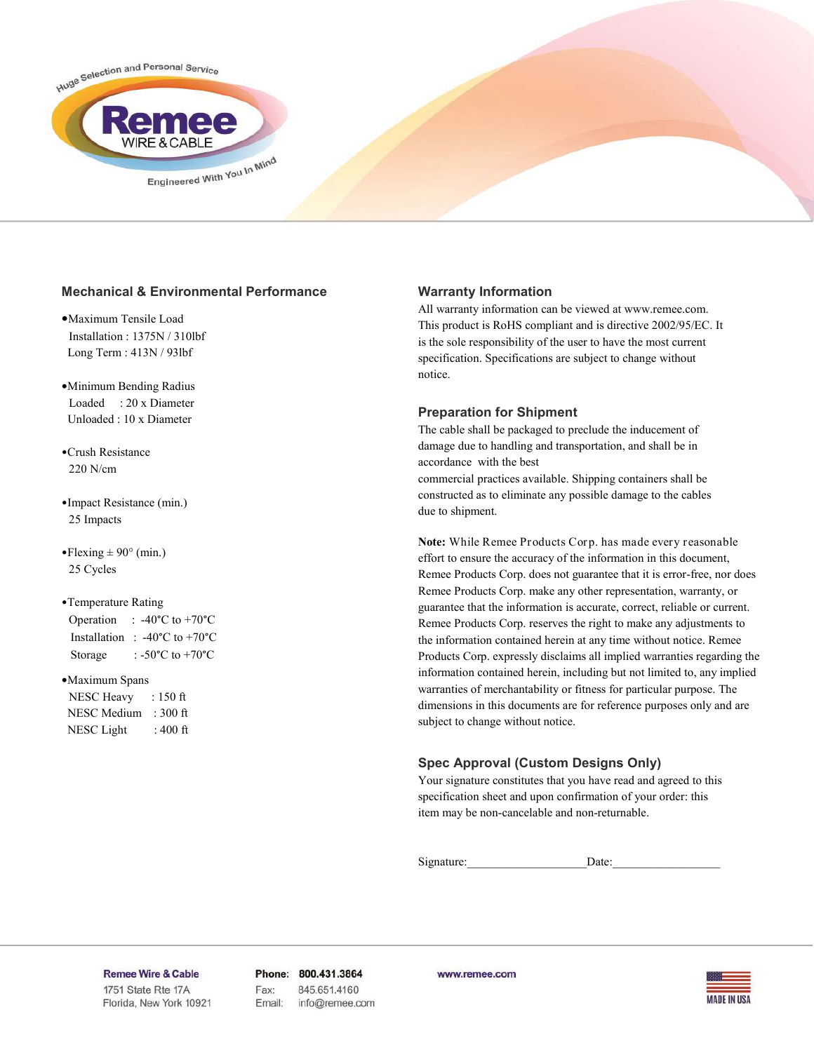## Mechanical & Environmental Performance

- Maximum Tensile Load
  Installation : 1375N / 310lbf
  Long Term : 413N / 93lbf

- Minimum Bending Radius
  Loaded : 20 x Diameter
  Unloaded : 10 x Diameter

- Crush Resistance
  220 N/cm

- Impact Resistance (min.)
  25 Impacts

- Flexing ± 90° (min.)
  25 Cycles

- Temperature Rating
  Operation : -40°C to +70°C
  Installation : -40°C to +70°C
  Storage : -50°C to +70°C

- Maximum Spans
  NESC Heavy : 150 ft
  NESC Medium : 300 ft
  NESC Light : 400 ft

## Warranty Information

All warranty information can be viewed at www.remee.com. This product is RoHS compliant and is directive 2002/95/EC. It is the sole responsibility of the user to have the most current specification. Specifications are subject to change without notice.

## Preparation for Shipment

The cable shall be packaged to preclude the inducement of damage due to handling and transportation, and shall be in accordance with the best commercial practices available. Shipping containers shall be constructed as to eliminate any possible damage to the cables due to shipment.

**Note:** While Remee Products Corp. has made every reasonable effort to ensure the accuracy of the information in this document, Remee Products Corp. does not guarantee that it is error-free, nor does Remee Products Corp. make any other representation, warranty, or guarantee that the information is accurate, correct, reliable or current. Remee Products Corp. reserves the right to make any adjustments to the information contained herein at any time without notice. Remee Products Corp. expressly disclaims all implied warranties regarding the information contained herein, including but not limited to, any implied warranties of merchantability or fitness for particular purpose. The dimensions in this documents are for reference purposes only and are subject to change without notice.

## Spec Approval (Custom Designs Only)

Your signature constitutes that you have read and agreed to this specification sheet and upon confirmation of your order: this item may be non-cancelable and non-returnable.

Signature:____________________Date:__________________